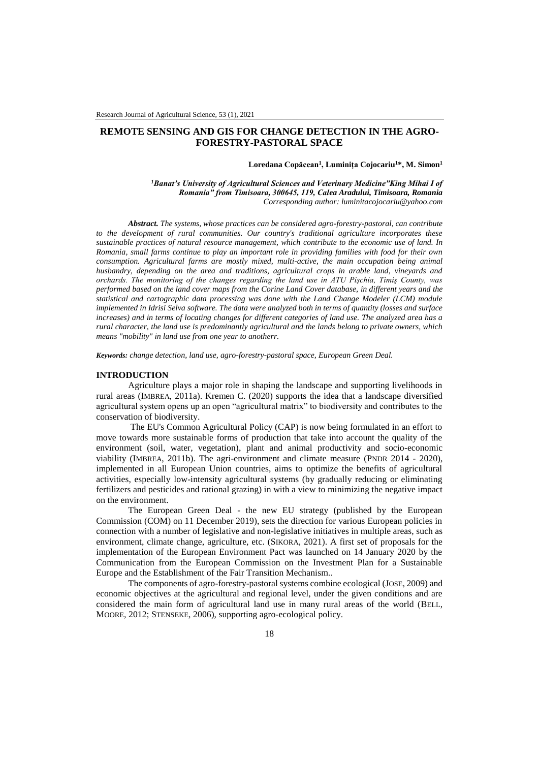# REMOTE SENSING AND GIS FOR CHANGE DETECTION IN THE AGRO-FORESTRY-PASTORAL SPACE

**Loredana Copăcean[1], Luminița Cojocariu[1]*, M. Simon[1]**

*[1]Banat's University of Agricultural Sciences and Veterinary Medicine"King Mihai I of Romania" from Timisoara, 300645, 119, Calea Aradului, Timisoara, Romania*
*Corresponding author: luminitacojocariu@yahoo.com*

***Abstract.*** *The systems, whose practices can be considered agro-forestry-pastoral, can contribute to the development of rural communities. Our country's traditional agriculture incorporates these sustainable practices of natural resource management, which contribute to the economic use of land. In Romania, small farms continue to play an important role in providing families with food for their own consumption. Agricultural farms are mostly mixed, multi-active, the main occupation being animal husbandry, depending on the area and traditions, agricultural crops in arable land, vineyards and orchards. The monitoring of the changes regarding the land use in ATU Pişchia, Timiş County, was performed based on the land cover maps from the Corine Land Cover database, in different years and the statistical and cartographic data processing was done with the Land Change Modeler (LCM) module implemented in Idrisi Selva software. The data were analyzed both in terms of quantity (losses and surface increases) and in terms of locating changes for different categories of land use. The analyzed area has a rural character, the land use is predominantly agricultural and the lands belong to private owners, which means "mobility" in land use from one year to anotherr.*

***Keywords:*** *change detection, land use, agro-forestry-pastoral space, European Green Deal.*

## INTRODUCTION

Agriculture plays a major role in shaping the landscape and supporting livelihoods in rural areas (IMBREA, 2011a). Kremen C. (2020) supports the idea that a landscape diversified agricultural system opens up an open "agricultural matrix" to biodiversity and contributes to the conservation of biodiversity.

The EU's Common Agricultural Policy (CAP) is now being formulated in an effort to move towards more sustainable forms of production that take into account the quality of the environment (soil, water, vegetation), plant and animal productivity and socio-economic viability (IMBREA, 2011b). The agri-environment and climate measure (PNDR 2014 - 2020), implemented in all European Union countries, aims to optimize the benefits of agricultural activities, especially low-intensity agricultural systems (by gradually reducing or eliminating fertilizers and pesticides and rational grazing) in with a view to minimizing the negative impact on the environment.

The European Green Deal - the new EU strategy (published by the European Commission (COM) on 11 December 2019), sets the direction for various European policies in connection with a number of legislative and non-legislative initiatives in multiple areas, such as environment, climate change, agriculture, etc. (SIKORA, 2021). A first set of proposals for the implementation of the European Environment Pact was launched on 14 January 2020 by the Communication from the European Commission on the Investment Plan for a Sustainable Europe and the Establishment of the Fair Transition Mechanism..

The components of agro-forestry-pastoral systems combine ecological (JOSE, 2009) and economic objectives at the agricultural and regional level, under the given conditions and are considered the main form of agricultural land use in many rural areas of the world (BELL, MOORE, 2012; STENSEKE, 2006), supporting agro-ecological policy.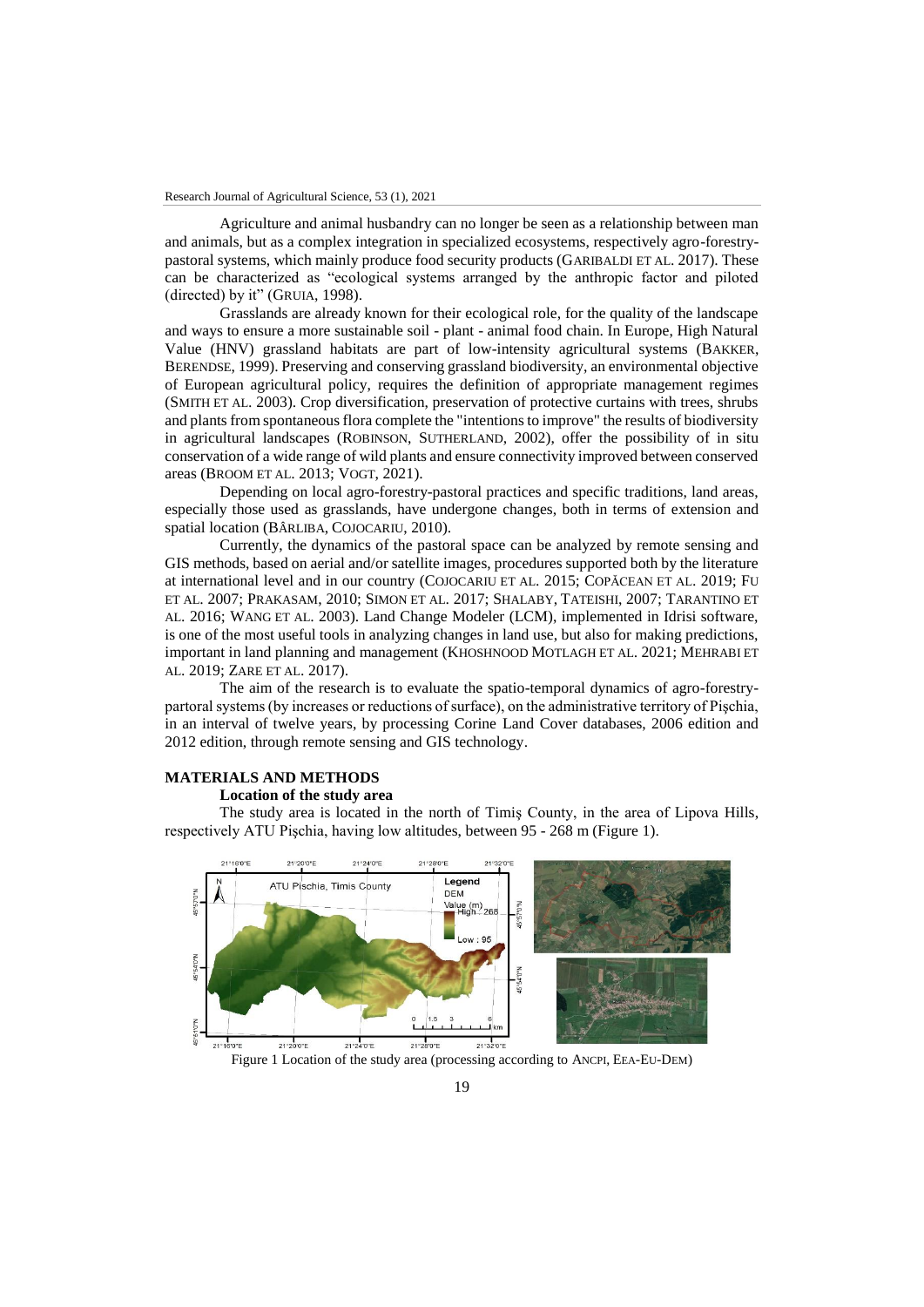Agriculture and animal husbandry can no longer be seen as a relationship between man and animals, but as a complex integration in specialized ecosystems, respectively agro-forestry-pastoral systems, which mainly produce food security products (GARIBALDI ET AL. 2017). These can be characterized as "ecological systems arranged by the anthropic factor and piloted (directed) by it" (GRUIA, 1998).

Grasslands are already known for their ecological role, for the quality of the landscape and ways to ensure a more sustainable soil - plant - animal food chain. In Europe, High Natural Value (HNV) grassland habitats are part of low-intensity agricultural systems (BAKKER, BERENDSE, 1999). Preserving and conserving grassland biodiversity, an environmental objective of European agricultural policy, requires the definition of appropriate management regimes (SMITH ET AL. 2003). Crop diversification, preservation of protective curtains with trees, shrubs and plants from spontaneous flora complete the "intentions to improve" the results of biodiversity in agricultural landscapes (ROBINSON, SUTHERLAND, 2002), offer the possibility of in situ conservation of a wide range of wild plants and ensure connectivity improved between conserved areas (BROOM ET AL. 2013; VOGT, 2021).

Depending on local agro-forestry-pastoral practices and specific traditions, land areas, especially those used as grasslands, have undergone changes, both in terms of extension and spatial location (BÂRLIBA, COJOCARIU, 2010).

Currently, the dynamics of the pastoral space can be analyzed by remote sensing and GIS methods, based on aerial and/or satellite images, procedures supported both by the literature at international level and in our country (COJOCARIU ET AL. 2015; COPĂCEAN ET AL. 2019; FU ET AL. 2007; PRAKASAM, 2010; SIMON ET AL. 2017; SHALABY, TATEISHI, 2007; TARANTINO ET AL. 2016; WANG ET AL. 2003). Land Change Modeler (LCM), implemented in Idrisi software, is one of the most useful tools in analyzing changes in land use, but also for making predictions, important in land planning and management (KHOSHNOOD MOTLAGH ET AL. 2021; MEHRABI ET AL. 2019; ZARE ET AL. 2017).

The aim of the research is to evaluate the spatio-temporal dynamics of agro-forestry-partoral systems (by increases or reductions of surface), on the administrative territory of Pişchia, in an interval of twelve years, by processing Corine Land Cover databases, 2006 edition and 2012 edition, through remote sensing and GIS technology.

## MATERIALS AND METHODS

### Location of the study area

The study area is located in the north of Timiş County, in the area of Lipova Hills, respectively ATU Pişchia, having low altitudes, between 95 - 268 m (Figure 1).

Figure 1 Location of the study area (processing according to ANCPI, EEA-EU-DEM)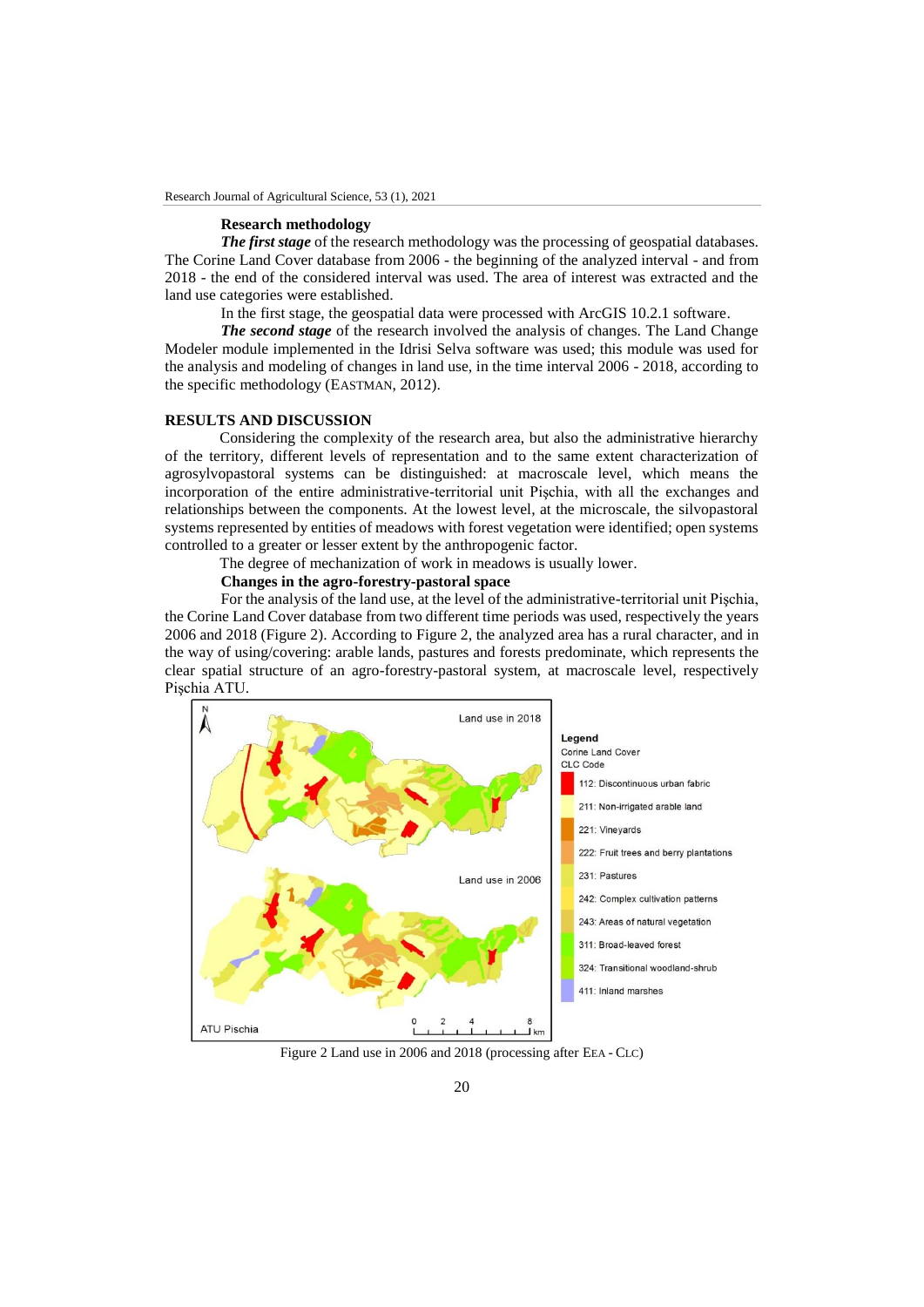**Research methodology**

***The first stage*** of the research methodology was the processing of geospatial databases. The Corine Land Cover database from 2006 - the beginning of the analyzed interval - and from 2018 - the end of the considered interval was used. The area of interest was extracted and the land use categories were established.

In the first stage, the geospatial data were processed with ArcGIS 10.2.1 software.

***The second stage*** of the research involved the analysis of changes. The Land Change Modeler module implemented in the Idrisi Selva software was used; this module was used for the analysis and modeling of changes in land use, in the time interval 2006 - 2018, according to the specific methodology (EASTMAN, 2012).

## RESULTS AND DISCUSSION

Considering the complexity of the research area, but also the administrative hierarchy of the territory, different levels of representation and to the same extent characterization of agrosylvopastoral systems can be distinguished: at macroscale level, which means the incorporation of the entire administrative-territorial unit Pişchia, with all the exchanges and relationships between the components. At the lowest level, at the microscale, the silvopastoral systems represented by entities of meadows with forest vegetation were identified; open systems controlled to a greater or lesser extent by the anthropogenic factor.

The degree of mechanization of work in meadows is usually lower.

**Changes in the agro-forestry-pastoral space**

For the analysis of the land use, at the level of the administrative-territorial unit Pişchia, the Corine Land Cover database from two different time periods was used, respectively the years 2006 and 2018 (Figure 2). According to Figure 2, the analyzed area has a rural character, and in the way of using/covering: arable lands, pastures and forests predominate, which represents the clear spatial structure of an agro-forestry-pastoral system, at macroscale level, respectively Pişchia ATU.

Figure 2 Land use in 2006 and 2018 (processing after EEA - CLC)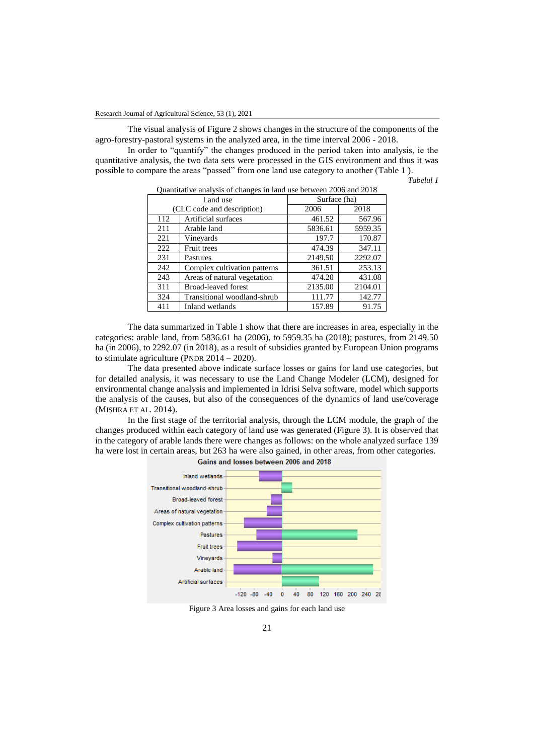The visual analysis of Figure 2 shows changes in the structure of the components of the agro-forestry-pastoral systems in the analyzed area, in the time interval 2006 - 2018.

In order to "quantify" the changes produced in the period taken into analysis, ie the quantitative analysis, the two data sets were processed in the GIS environment and thus it was possible to compare the areas "passed" from one land use category to another (Table 1 ).

*Tabelul 1*

Quantitative analysis of changes in land use between 2006 and 2018

| Land use (CLC code and description) | | Surface (ha) | |
|---|---|---|---|
| | | 2006 | 2018 |
| 112 | Artificial surfaces | 461.52 | 567.96 |
| 211 | Arable land | 5836.61 | 5959.35 |
| 221 | Vineyards | 197.7 | 170.87 |
| 222 | Fruit trees | 474.39 | 347.11 |
| 231 | Pastures | 2149.50 | 2292.07 |
| 242 | Complex cultivation patterns | 361.51 | 253.13 |
| 243 | Areas of natural vegetation | 474.20 | 431.08 |
| 311 | Broad-leaved forest | 2135.00 | 2104.01 |
| 324 | Transitional woodland-shrub | 111.77 | 142.77 |
| 411 | Inland wetlands | 157.89 | 91.75 |

The data summarized in Table 1 show that there are increases in area, especially in the categories: arable land, from 5836.61 ha (2006), to 5959.35 ha (2018); pastures, from 2149.50 ha (in 2006), to 2292.07 (in 2018), as a result of subsidies granted by European Union programs to stimulate agriculture (PNDR 2014 – 2020).

The data presented above indicate surface losses or gains for land use categories, but for detailed analysis, it was necessary to use the Land Change Modeler (LCM), designed for environmental change analysis and implemented in Idrisi Selva software, model which supports the analysis of the causes, but also of the consequences of the dynamics of land use/coverage (MISHRA ET AL. 2014).

In the first stage of the territorial analysis, through the LCM module, the graph of the changes produced within each category of land use was generated (Figure 3). It is observed that in the category of arable lands there were changes as follows: on the whole analyzed surface 139 ha were lost in certain areas, but 263 ha were also gained, in other areas, from other categories.

Figure 3 Area losses and gains for each land use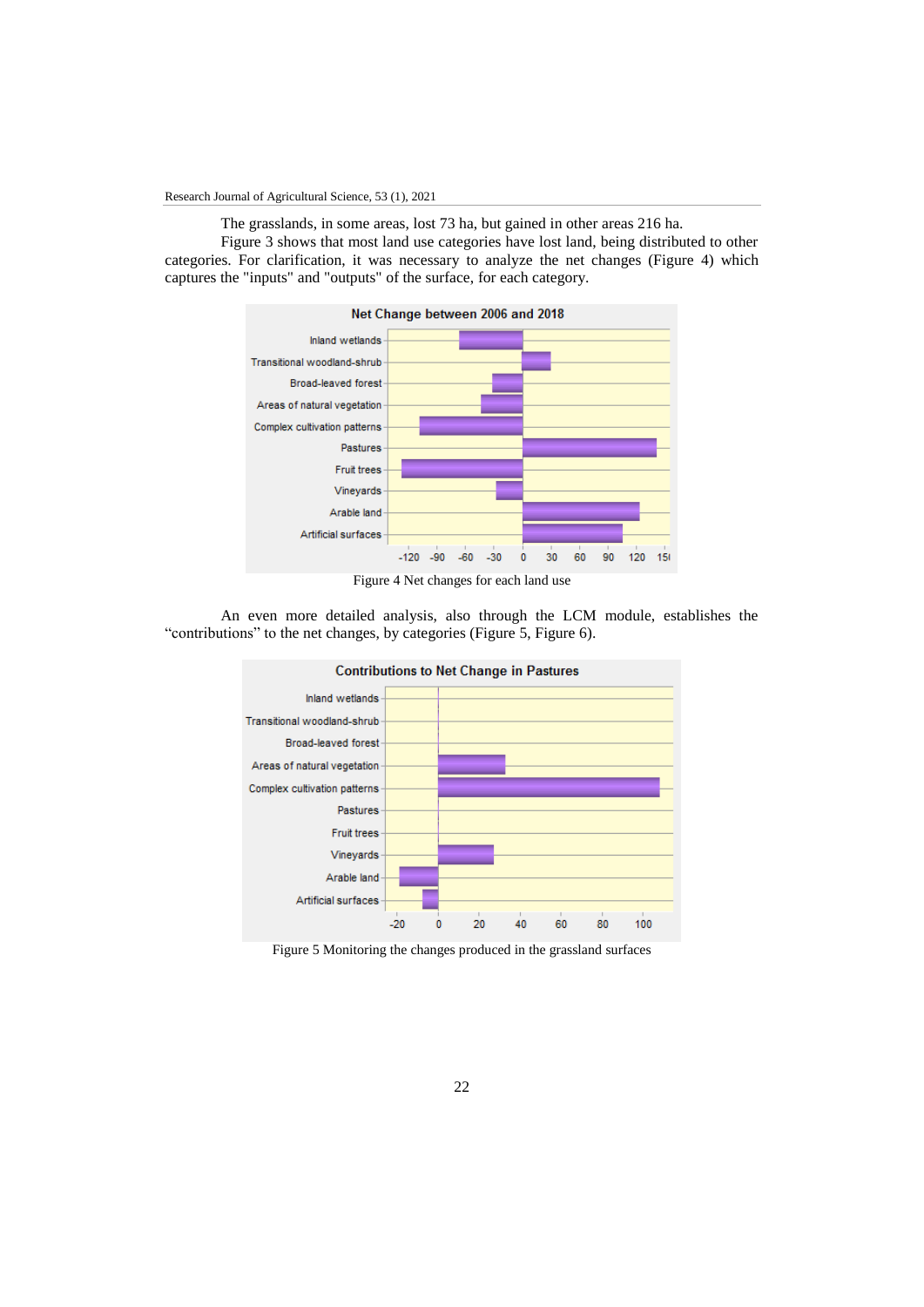The grasslands, in some areas, lost 73 ha, but gained in other areas 216 ha.

Figure 3 shows that most land use categories have lost land, being distributed to other categories. For clarification, it was necessary to analyze the net changes (Figure 4) which captures the "inputs" and "outputs" of the surface, for each category.

Figure 4 Net changes for each land use

An even more detailed analysis, also through the LCM module, establishes the "contributions" to the net changes, by categories (Figure 5, Figure 6).

Figure 5 Monitoring the changes produced in the grassland surfaces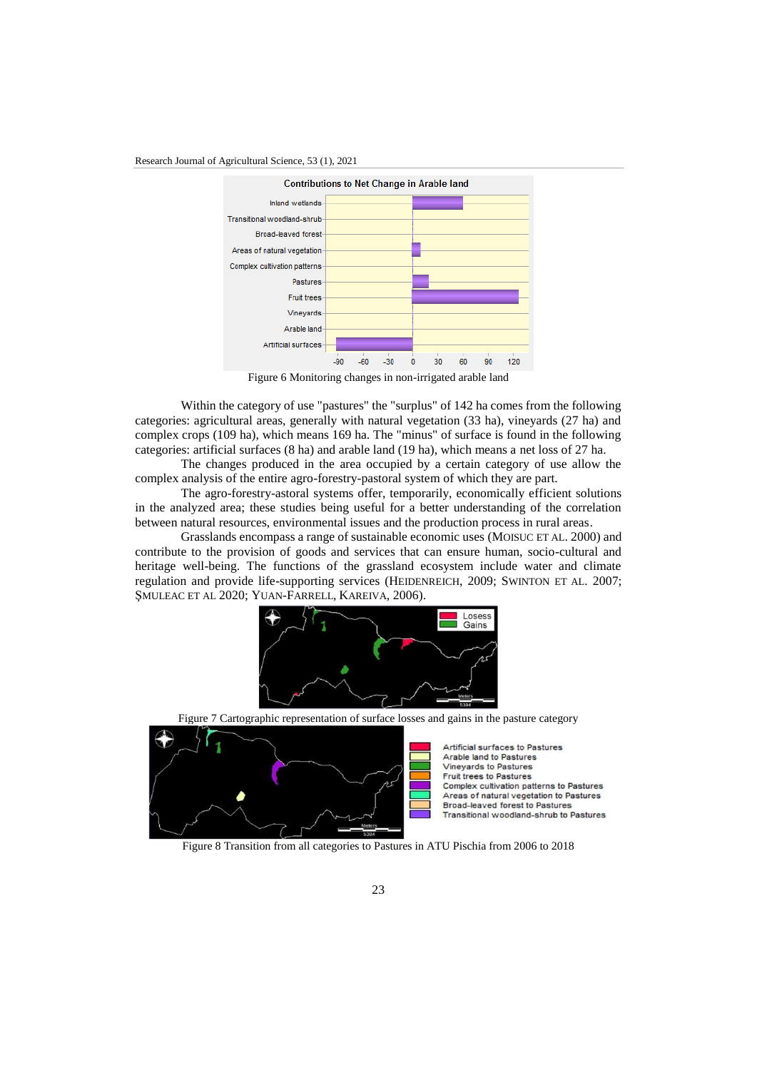Figure 6 Monitoring changes in non-irrigated arable land

Within the category of use "pastures" the "surplus" of 142 ha comes from the following categories: agricultural areas, generally with natural vegetation (33 ha), vineyards (27 ha) and complex crops (109 ha), which means 169 ha. The "minus" of surface is found in the following categories: artificial surfaces (8 ha) and arable land (19 ha), which means a net loss of 27 ha.

The changes produced in the area occupied by a certain category of use allow the complex analysis of the entire agro-forestry-pastoral system of which they are part.

The agro-forestry-astoral systems offer, temporarily, economically efficient solutions in the analyzed area; these studies being useful for a better understanding of the correlation between natural resources, environmental issues and the production process in rural areas.

Grasslands encompass a range of sustainable economic uses (MOISUC ET AL. 2000) and contribute to the provision of goods and services that can ensure human, socio-cultural and heritage well-being. The functions of the grassland ecosystem include water and climate regulation and provide life-supporting services (HEIDENREICH, 2009; SWINTON ET AL. 2007; ŞMULEAC ET AL 2020; YUAN-FARRELL, KAREIVA, 2006).

Figure 7 Cartographic representation of surface losses and gains in the pasture category

Figure 8 Transition from all categories to Pastures in ATU Pischia from 2006 to 2018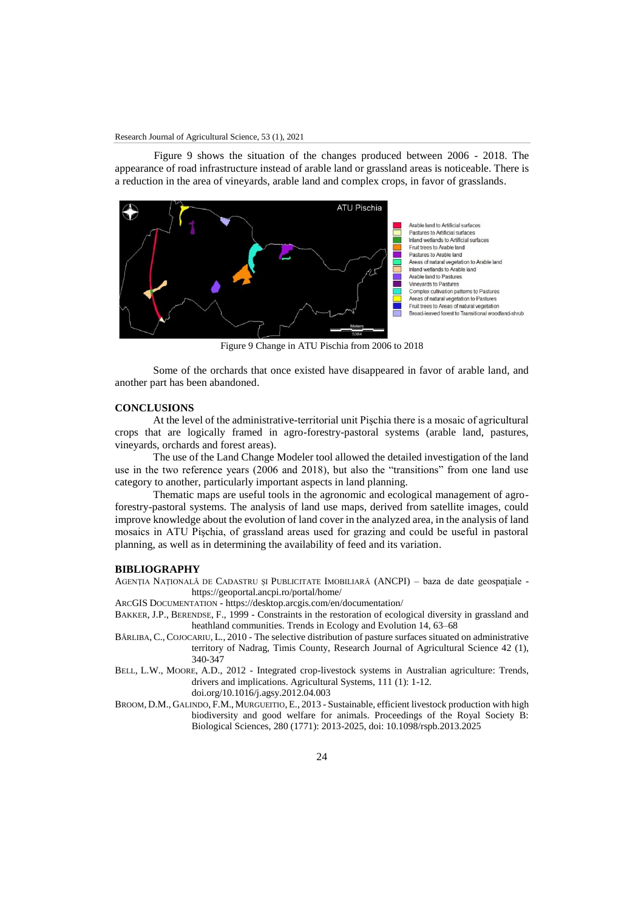Figure 9 shows the situation of the changes produced between 2006 - 2018. The appearance of road infrastructure instead of arable land or grassland areas is noticeable. There is a reduction in the area of vineyards, arable land and complex crops, in favor of grasslands.

Figure 9 Change in ATU Pischia from 2006 to 2018

Some of the orchards that once existed have disappeared in favor of arable land, and another part has been abandoned.

## CONCLUSIONS

At the level of the administrative-territorial unit Pişchia there is a mosaic of agricultural crops that are logically framed in agro-forestry-pastoral systems (arable land, pastures, vineyards, orchards and forest areas).

The use of the Land Change Modeler tool allowed the detailed investigation of the land use in the two reference years (2006 and 2018), but also the "transitions" from one land use category to another, particularly important aspects in land planning.

Thematic maps are useful tools in the agronomic and ecological management of agro-forestry-pastoral systems. The analysis of land use maps, derived from satellite images, could improve knowledge about the evolution of land cover in the analyzed area, in the analysis of land mosaics in ATU Pişchia, of grassland areas used for grazing and could be useful in pastoral planning, as well as in determining the availability of feed and its variation.

## BIBLIOGRAPHY

AGENȚIA NAȚIONALĂ DE CADASTRU ȘI PUBLICITATE IMOBILIARĂ (ANCPI) – baza de date geospațiale - https://geoportal.ancpi.ro/portal/home/

ARCGIS DOCUMENTATION - https://desktop.arcgis.com/en/documentation/

BAKKER, J.P., BERENDSE, F., 1999 - Constraints in the restoration of ecological diversity in grassland and heathland communities. Trends in Ecology and Evolution 14, 63–68

BÂRLIBA, C., COJOCARIU, L., 2010 - The selective distribution of pasture surfaces situated on administrative territory of Nadrag, Timis County, Research Journal of Agricultural Science 42 (1), 340-347

BELL, L.W., MOORE, A.D., 2012 - Integrated crop-livestock systems in Australian agriculture: Trends, drivers and implications. Agricultural Systems, 111 (1): 1-12. doi.org/10.1016/j.agsy.2012.04.003

BROOM, D.M., GALINDO, F.M., MURGUEITIO, E., 2013 - Sustainable, efficient livestock production with high biodiversity and good welfare for animals. Proceedings of the Royal Society B: Biological Sciences, 280 (1771): 2013-2025, doi: 10.1098/rspb.2013.2025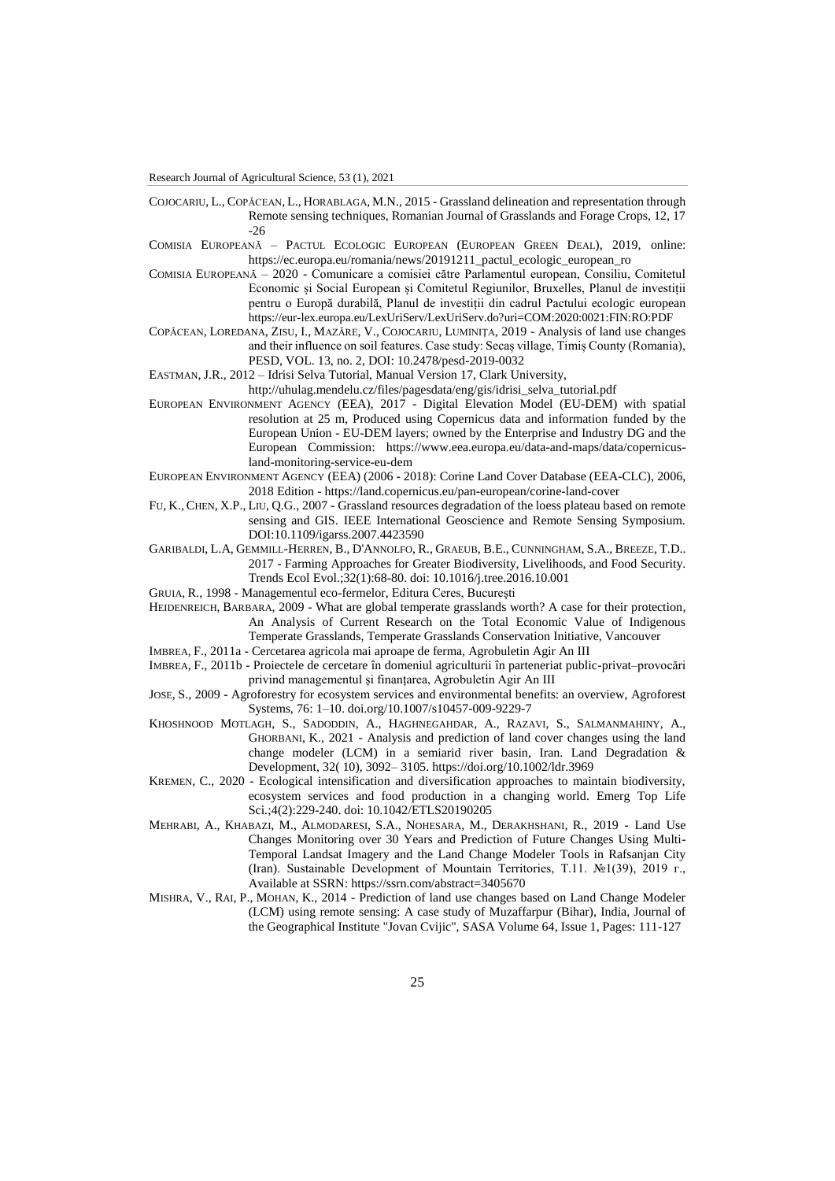COJOCARIU, L., COPĂCEAN, L., HORABLAGA, M.N., 2015 - Grassland delineation and representation through Remote sensing techniques, Romanian Journal of Grasslands and Forage Crops, 12, 17 -26

COMISIA EUROPEANĂ – PACTUL ECOLOGIC EUROPEAN (EUROPEAN GREEN DEAL), 2019, online: https://ec.europa.eu/romania/news/20191211_pactul_ecologic_european_ro

COMISIA EUROPEANĂ – 2020 - Comunicare a comisiei către Parlamentul european, Consiliu, Comitetul Economic şi Social European şi Comitetul Regiunilor, Bruxelles, Planul de investiţii pentru o Europă durabilă, Planul de investiţii din cadrul Pactului ecologic european https://eur-lex.europa.eu/LexUriServ/LexUriServ.do?uri=COM:2020:0021:FIN:RO:PDF

COPĂCEAN, LOREDANA, ZISU, I., MAZĂRE, V., COJOCARIU, LUMINIŢA, 2019 - Analysis of land use changes and their influence on soil features. Case study: Secaş village, Timiş County (Romania), PESD, VOL. 13, no. 2, DOI: 10.2478/pesd-2019-0032

EASTMAN, J.R., 2012 – Idrisi Selva Tutorial, Manual Version 17, Clark University, http://uhulag.mendelu.cz/files/pagesdata/eng/gis/idrisi_selva_tutorial.pdf

EUROPEAN ENVIRONMENT AGENCY (EEA), 2017 - Digital Elevation Model (EU-DEM) with spatial resolution at 25 m, Produced using Copernicus data and information funded by the European Union - EU-DEM layers; owned by the Enterprise and Industry DG and the European Commission: https://www.eea.europa.eu/data-and-maps/data/copernicus-land-monitoring-service-eu-dem

EUROPEAN ENVIRONMENT AGENCY (EEA) (2006 - 2018): Corine Land Cover Database (EEA-CLC), 2006, 2018 Edition - https://land.copernicus.eu/pan-european/corine-land-cover

FU, K., CHEN, X.P., LIU, Q.G., 2007 - Grassland resources degradation of the loess plateau based on remote sensing and GIS. IEEE International Geoscience and Remote Sensing Symposium. DOI:10.1109/igarss.2007.4423590

GARIBALDI, L.A, GEMMILL-HERREN, B., D'ANNOLFO, R., GRAEUB, B.E., CUNNINGHAM, S.A., BREEZE, T.D.. 2017 - Farming Approaches for Greater Biodiversity, Livelihoods, and Food Security. Trends Ecol Evol.;32(1):68-80. doi: 10.1016/j.tree.2016.10.001

GRUIA, R., 1998 - Managementul eco-fermelor, Editura Ceres, Bucureşti

HEIDENREICH, BARBARA, 2009 - What are global temperate grasslands worth? A case for their protection, An Analysis of Current Research on the Total Economic Value of Indigenous Temperate Grasslands, Temperate Grasslands Conservation Initiative, Vancouver

IMBREA, F., 2011a - Cercetarea agricola mai aproape de ferma, Agrobuletin Agir An III

IMBREA, F., 2011b - Proiectele de cercetare în domeniul agriculturii în parteneriat public-privat–provocări privind managementul şi finanţarea, Agrobuletin Agir An III

JOSE, S., 2009 - Agroforestry for ecosystem services and environmental benefits: an overview, Agroforest Systems, 76: 1–10. doi.org/10.1007/s10457-009-9229-7

KHOSHNOOD MOTLAGH, S., SADODDIN, A., HAGHNEGAHDAR, A., RAZAVI, S., SALMANMAHINY, A., GHORBANI, K., 2021 - Analysis and prediction of land cover changes using the land change modeler (LCM) in a semiarid river basin, Iran. Land Degradation & Development, 32( 10), 3092– 3105. https://doi.org/10.1002/ldr.3969

KREMEN, C., 2020 - Ecological intensification and diversification approaches to maintain biodiversity, ecosystem services and food production in a changing world. Emerg Top Life Sci.;4(2):229-240. doi: 10.1042/ETLS20190205

MEHRABI, A., KHABAZI, M., ALMODARESI, S.A., NOHESARA, M., DERAKHSHANI, R., 2019 - Land Use Changes Monitoring over 30 Years and Prediction of Future Changes Using Multi-Temporal Landsat Imagery and the Land Change Modeler Tools in Rafsanjan City (Iran). Sustainable Development of Mountain Territories, T.11. №1(39), 2019 г., Available at SSRN: https://ssrn.com/abstract=3405670

MISHRA, V., RAI, P., MOHAN, K., 2014 - Prediction of land use changes based on Land Change Modeler (LCM) using remote sensing: A case study of Muzaffarpur (Bihar), India, Journal of the Geographical Institute "Jovan Cvijic", SASA Volume 64, Issue 1, Pages: 111-127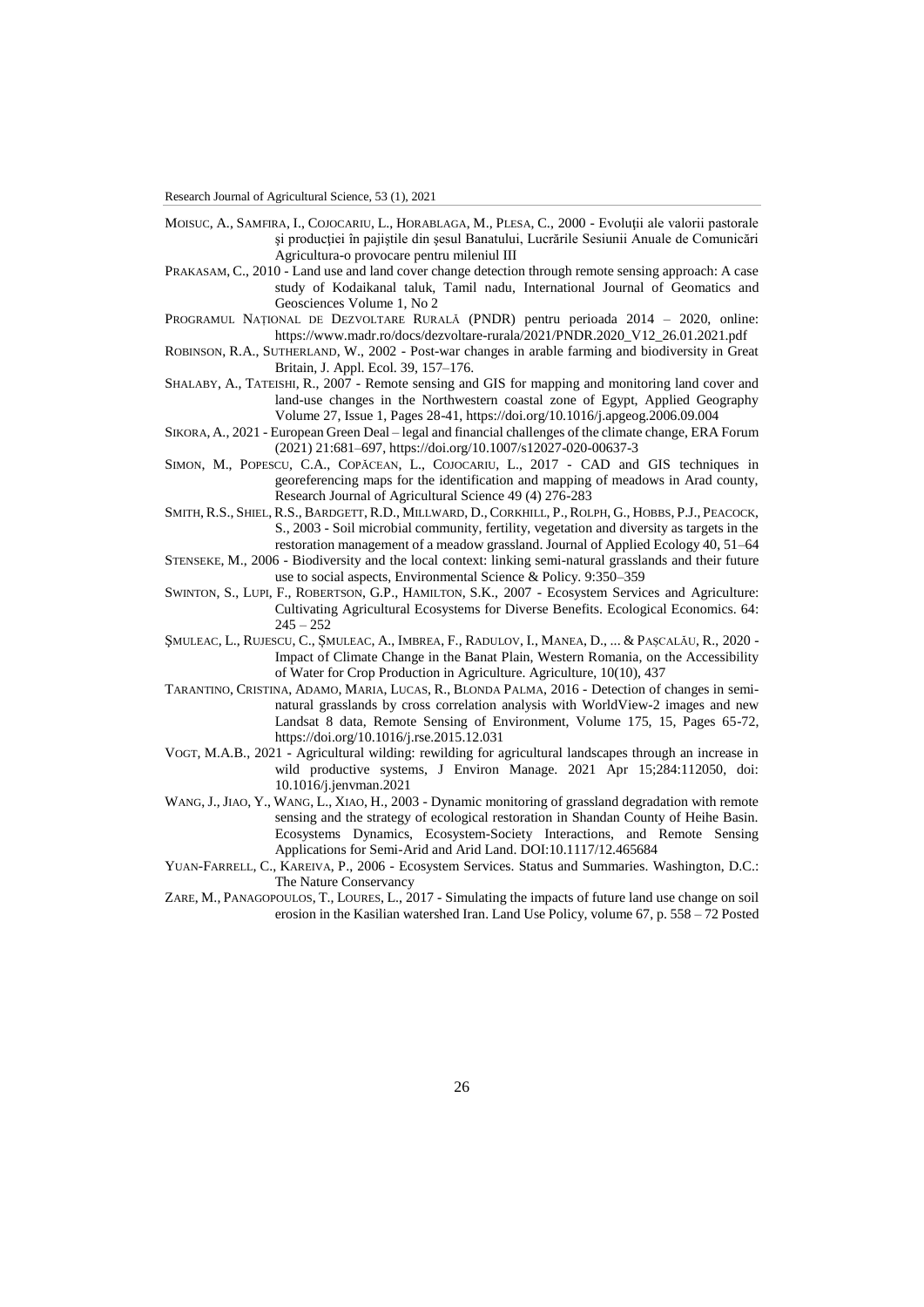MOISUC, A., SAMFIRA, I., COJOCARIU, L., HORABLAGA, M., PLESA, C., 2000 - Evoluţii ale valorii pastorale şi producţiei în pajiştile din şesul Banatului, Lucrările Sesiunii Anuale de Comunicări Agricultura-o provocare pentru mileniul III

PRAKASAM, C., 2010 - Land use and land cover change detection through remote sensing approach: A case study of Kodaikanal taluk, Tamil nadu, International Journal of Geomatics and Geosciences Volume 1, No 2

PROGRAMUL NAȚIONAL DE DEZVOLTARE RURALĂ (PNDR) pentru perioada 2014 – 2020, online: https://www.madr.ro/docs/dezvoltare-rurala/2021/PNDR.2020_V12_26.01.2021.pdf

ROBINSON, R.A., SUTHERLAND, W., 2002 - Post-war changes in arable farming and biodiversity in Great Britain, J. Appl. Ecol. 39, 157–176.

SHALABY, A., TATEISHI, R., 2007 - Remote sensing and GIS for mapping and monitoring land cover and land-use changes in the Northwestern coastal zone of Egypt, Applied Geography Volume 27, Issue 1, Pages 28-41, https://doi.org/10.1016/j.apgeog.2006.09.004

SIKORA, A., 2021 - European Green Deal – legal and financial challenges of the climate change, ERA Forum (2021) 21:681–697, https://doi.org/10.1007/s12027-020-00637-3

SIMON, M., POPESCU, C.A., COPĂCEAN, L., COJOCARIU, L., 2017 - CAD and GIS techniques in georeferencing maps for the identification and mapping of meadows in Arad county, Research Journal of Agricultural Science 49 (4) 276-283

SMITH, R.S., SHIEL, R.S., BARDGETT, R.D., MILLWARD, D., CORKHILL, P., ROLPH, G., HOBBS, P.J., PEACOCK, S., 2003 - Soil microbial community, fertility, vegetation and diversity as targets in the restoration management of a meadow grassland. Journal of Applied Ecology 40, 51–64

STENSEKE, M., 2006 - Biodiversity and the local context: linking semi-natural grasslands and their future use to social aspects, Environmental Science & Policy. 9:350–359

SWINTON, S., LUPI, F., ROBERTSON, G.P., HAMILTON, S.K., 2007 - Ecosystem Services and Agriculture: Cultivating Agricultural Ecosystems for Diverse Benefits. Ecological Economics. 64: 245 – 252

ȘMULEAC, L., RUJESCU, C., ȘMULEAC, A., IMBREA, F., RADULOV, I., MANEA, D., ... & PAȘCALĂU, R., 2020 - Impact of Climate Change in the Banat Plain, Western Romania, on the Accessibility of Water for Crop Production in Agriculture. Agriculture, 10(10), 437

TARANTINO, CRISTINA, ADAMO, MARIA, LUCAS, R., BLONDA PALMA, 2016 - Detection of changes in semi-natural grasslands by cross correlation analysis with WorldView-2 images and new Landsat 8 data, Remote Sensing of Environment, Volume 175, 15, Pages 65-72, https://doi.org/10.1016/j.rse.2015.12.031

VOGT, M.A.B., 2021 - Agricultural wilding: rewilding for agricultural landscapes through an increase in wild productive systems, J Environ Manage. 2021 Apr 15;284:112050, doi: 10.1016/j.jenvman.2021

WANG, J., JIAO, Y., WANG, L., XIAO, H., 2003 - Dynamic monitoring of grassland degradation with remote sensing and the strategy of ecological restoration in Shandan County of Heihe Basin. Ecosystems Dynamics, Ecosystem-Society Interactions, and Remote Sensing Applications for Semi-Arid and Arid Land. DOI:10.1117/12.465684

YUAN-FARRELL, C., KAREIVA, P., 2006 - Ecosystem Services. Status and Summaries. Washington, D.C.: The Nature Conservancy

ZARE, M., PANAGOPOULOS, T., LOURES, L., 2017 - Simulating the impacts of future land use change on soil erosion in the Kasilian watershed Iran. Land Use Policy, volume 67, p. 558 – 72 Posted